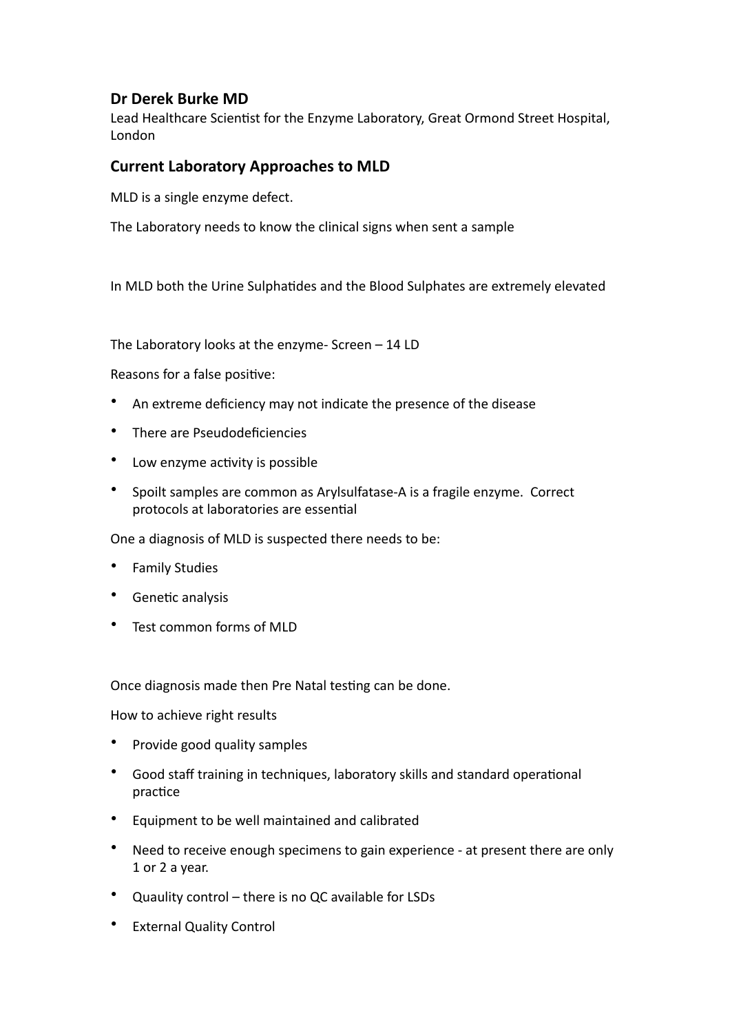## Dr Derek Burke MD

Lead Healthcare Scientist for the Enzyme Laboratory, Great Ormond Street Hospital, London

## Current Laboratory Approaches to MLD

MLD is a single enzyme defect.

The Laboratory needs to know the clinical signs when sent a sample

In MLD both the Urine Sulphatides and the Blood Sulphates are extremely elevated

The Laboratory looks at the enzyme- Screen – 14 LD

Reasons for a false positive:

- An extreme deficiency may not indicate the presence of the disease
- There are Pseudodeficiencies
- Low enzyme activity is possible
- Spoilt samples are common as Arylsulfatase-A is a fragile enzyme. Correct protocols at laboratories are essential

One a diagnosis of MLD is suspected there needs to be:

- Family Studies
- Genetic analysis
- Test common forms of MLD

Once diagnosis made then Pre Natal testing can be done.

How to achieve right results

- Provide good quality samples
- Good staff training in techniques, laboratory skills and standard operational practice
- Equipment to be well maintained and calibrated
- Need to receive enough specimens to gain experience - at present there are only 1 or 2 a year.
- Quaulity control – there is no QC available for LSDs
- External Quality Control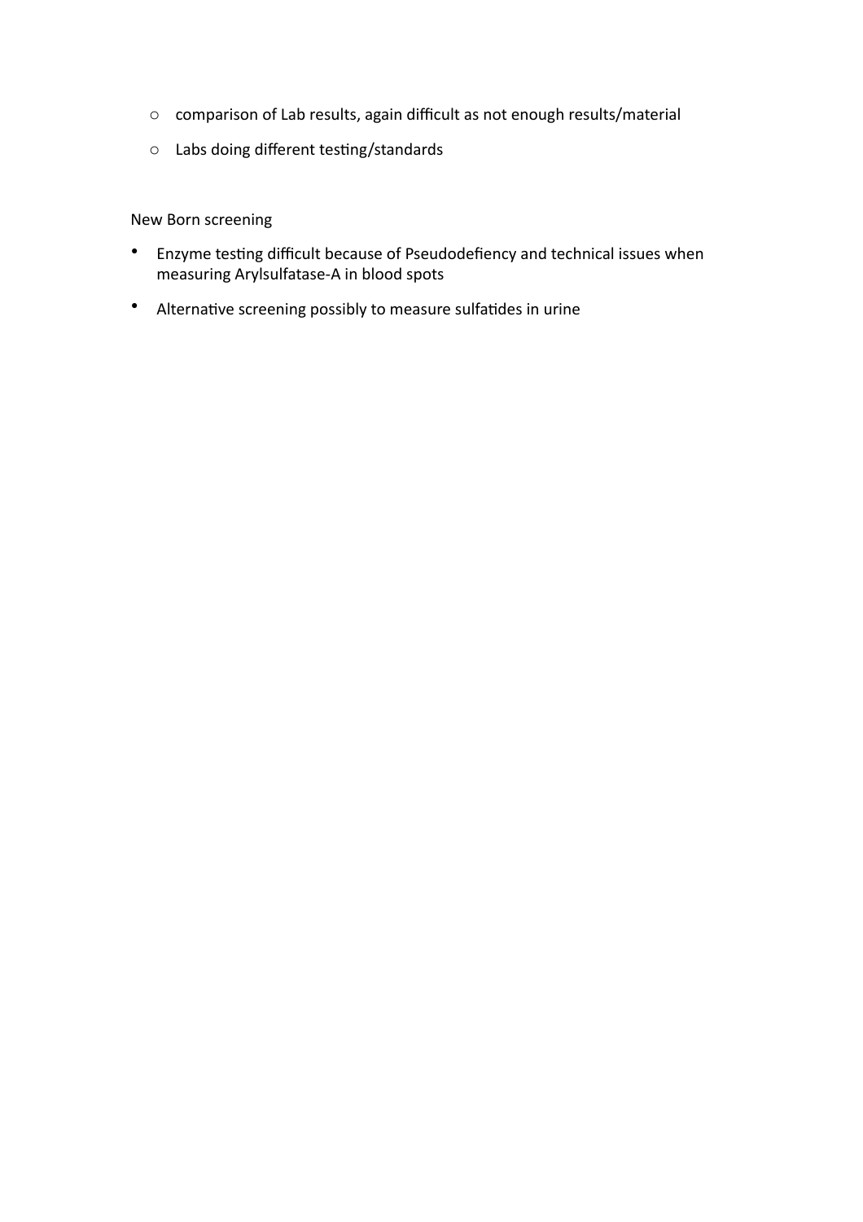- comparison of Lab results, again difficult as not enough results/material
    - Labs doing different testing/standards

New Born screening

- Enzyme testing difficult because of Pseudodefiency and technical issues when measuring Arylsulfatase-A in blood spots
- Alternative screening possibly to measure sulfatides in urine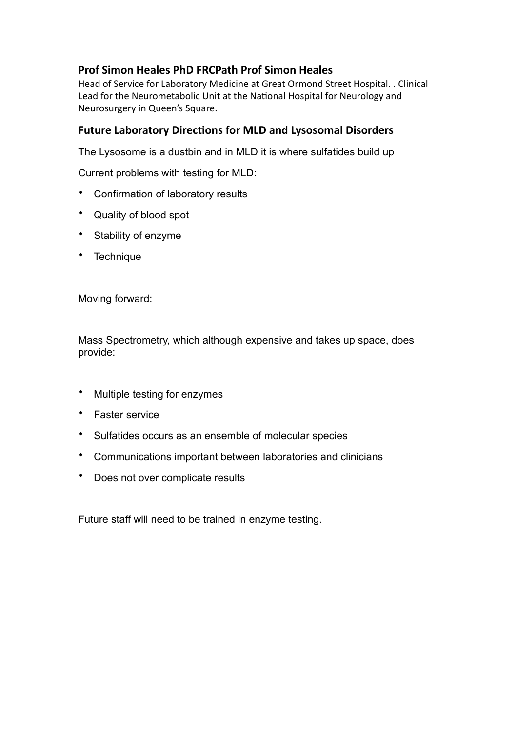**Prof Simon Heales PhD FRCPath Prof Simon Heales**

Head of Service for Laboratory Medicine at Great Ormond Street Hospital. . Clinical Lead for the Neurometabolic Unit at the National Hospital for Neurology and Neurosurgery in Queen's Square.

## Future Laboratory Directions for MLD and Lysosomal Disorders

The Lysosome is a dustbin and in MLD it is where sulfatides build up

Current problems with testing for MLD:

- Confirmation of laboratory results
- Quality of blood spot
- Stability of enzyme
- Technique

Moving forward:

Mass Spectrometry, which although expensive and takes up space, does provide:

- Multiple testing for enzymes
- Faster service
- Sulfatides occurs as an ensemble of molecular species
- Communications important between laboratories and clinicians
- Does not over complicate results

Future staff will need to be trained in enzyme testing.